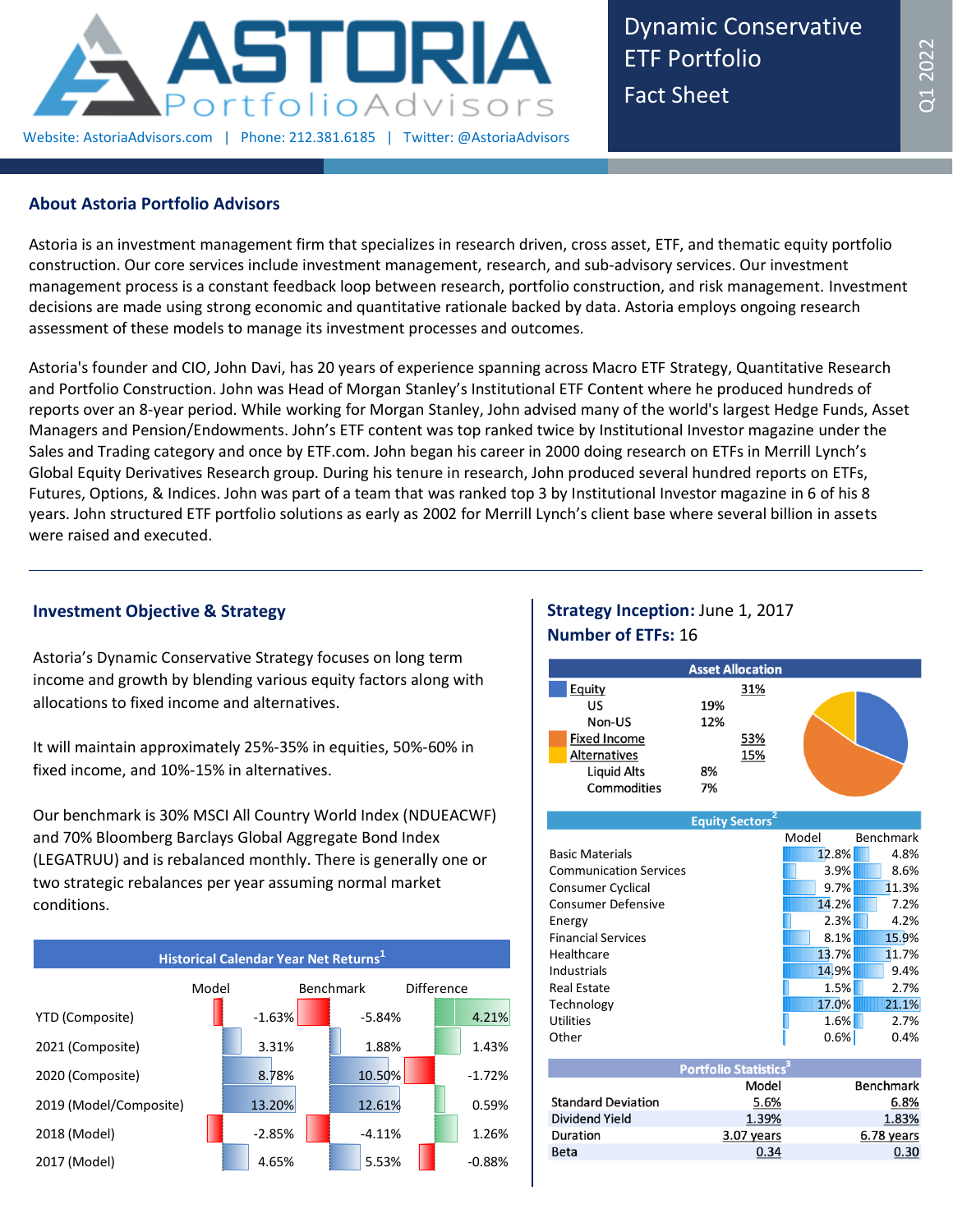# ASTORIA Portfolio Advisors

Website: AstoriaAdvisors.com | Phone: 212.381.6185 | Twitter: @AstoriaAdvisors

## Dynamic Conservative ETF Portfolio Fact Sheet

Q1 2022

## About Astoria Portfolio Advisors

Astoria is an investment management firm that specializes in research driven, cross asset, ETF, and thematic equity portfolio construction. Our core services include investment management, research, and sub-advisory services. Our investment management process is a constant feedback loop between research, portfolio construction, and risk management. Investment decisions are made using strong economic and quantitative rationale backed by data. Astoria employs ongoing research assessment of these models to manage its investment processes and outcomes.

Astoria's founder and CIO, John Davi, has 20 years of experience spanning across Macro ETF Strategy, Quantitative Research and Portfolio Construction. John was Head of Morgan Stanley's Institutional ETF Content where he produced hundreds of reports over an 8-year period. While working for Morgan Stanley, John advised many of the world's largest Hedge Funds, Asset Managers and Pension/Endowments. John's ETF content was top ranked twice by Institutional Investor magazine under the Sales and Trading category and once by ETF.com. John began his career in 2000 doing research on ETFs in Merrill Lynch's Global Equity Derivatives Research group. During his tenure in research, John produced several hundred reports on ETFs, Futures, Options, & Indices. John was part of a team that was ranked top 3 by Institutional Investor magazine in 6 of his 8 years. John structured ETF portfolio solutions as early as 2002 for Merrill Lynch's client base where several billion in assets were raised and executed.

## Investment Objective & Strategy

Astoria's Dynamic Conservative Strategy focuses on long term income and growth by blending various equity factors along with allocations to fixed income and alternatives.

It will maintain approximately 25%-35% in equities, 50%-60% in fixed income, and 10%-15% in alternatives.

Our benchmark is 30% MSCI All Country World Index (NDUEACWF) and 70% Bloomberg Barclays Global Aggregate Bond Index (LEGATRUU) and is rebalanced monthly. There is generally one or two strategic rebalances per year assuming normal market conditions.

**Historical Calendar Year Net Returns[1]**

| | Model | Benchmark | Difference |
|---|---|---|---|
| YTD (Composite) | -1.63% | -5.84% | 4.21% |
| 2021 (Composite) | 3.31% | 1.88% | 1.43% |
| 2020 (Composite) | 8.78% | 10.50% | -1.72% |
| 2019 (Model/Composite) | 13.20% | 12.61% | 0.59% |
| 2018 (Model) | -2.85% | -4.11% | 1.26% |
| 2017 (Model) | 4.65% | 5.53% | -0.88% |

**Strategy Inception:** June 1, 2017

**Number of ETFs:** 16

**Asset Allocation**

| | | |
|---|---|---|
| Equity | | 31% |
| US | 19% | |
| Non-US | 12% | |
| Fixed Income | | 53% |
| Alternatives | | 15% |
| Liquid Alts | 8% | |
| Commodities | 7% | |

**Equity Sectors[2]**

| | Model | Benchmark |
|---|---|---|
| Basic Materials | 12.8% | 4.8% |
| Communication Services | 3.9% | 8.6% |
| Consumer Cyclical | 9.7% | 11.3% |
| Consumer Defensive | 14.2% | 7.2% |
| Energy | 2.3% | 4.2% |
| Financial Services | 8.1% | 15.9% |
| Healthcare | 13.7% | 11.7% |
| Industrials | 14.9% | 9.4% |
| Real Estate | 1.5% | 2.7% |
| Technology | 17.0% | 21.1% |
| Utilities | 1.6% | 2.7% |
| Other | 0.6% | 0.4% |

**Portfolio Statistics[3]**

| | Model | Benchmark |
|---|---|---|
| Standard Deviation | 5.6% | 6.8% |
| Dividend Yield | 1.39% | 1.83% |
| Duration | 3.07 years | 6.78 years |
| Beta | 0.34 | 0.30 |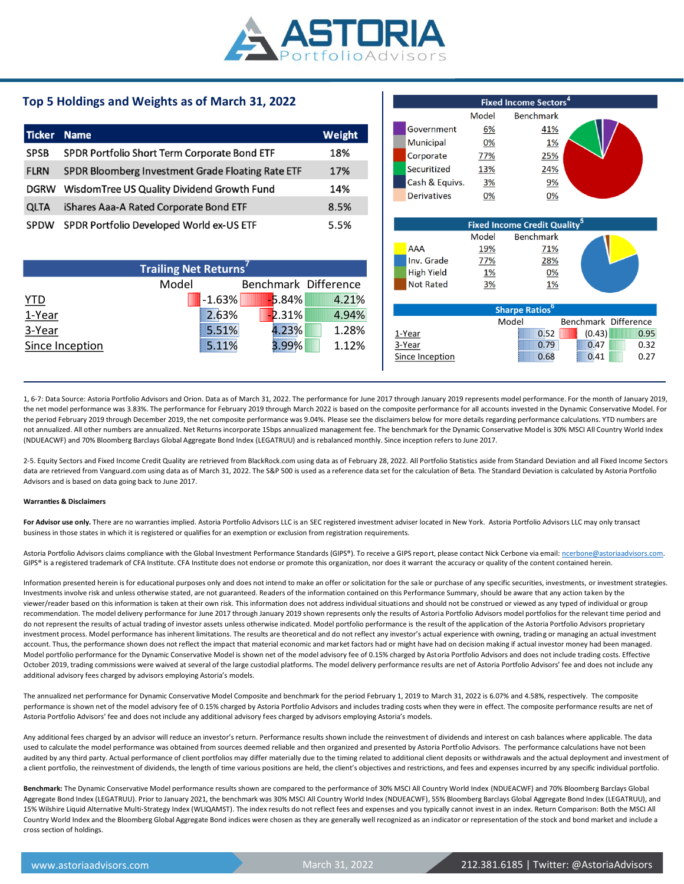## Top 5 Holdings and Weights as of March 31, 2022

| Ticker | Name | Weight |
|---|---|---|
| SPSB | SPDR Portfolio Short Term Corporate Bond ETF | 18% |
| FLRN | SPDR Bloomberg Investment Grade Floating Rate ETF | 17% |
| DGRW | WisdomTree US Quality Dividend Growth Fund | 14% |
| QLTA | iShares Aaa-A Rated Corporate Bond ETF | 8.5% |
| SPDW | SPDR Portfolio Developed World ex-US ETF | 5.5% |

### Trailing Net Returns[7]

| | Model | Benchmark | Difference |
|---|---|---|---|
| YTD | -1.63% | -5.84% | 4.21% |
| 1-Year | 2.63% | -2.31% | 4.94% |
| 3-Year | 5.51% | 4.23% | 1.28% |
| Since Inception | 5.11% | 3.99% | 1.12% |

### Fixed Income Sectors[4]

| | Model | Benchmark |
|---|---|---|
| Government | 6% | 41% |
| Municipal | 0% | 1% |
| Corporate | 77% | 25% |
| Securitized | 13% | 24% |
| Cash & Equivs. | 3% | 9% |
| Derivatives | 0% | 0% |

### Fixed Income Credit Quality[5]

| | Model | Benchmark |
|---|---|---|
| AAA | 19% | 71% |
| Inv. Grade | 77% | 28% |
| High Yield | 1% | 0% |
| Not Rated | 3% | 1% |

### Sharpe Ratios[6]

| | Model | Benchmark | Difference |
|---|---|---|---|
| 1-Year | 0.52 | (0.43) | 0.95 |
| 3-Year | 0.79 | 0.47 | 0.32 |
| Since Inception | 0.68 | 0.41 | 0.27 |

1, 6-7: Data Source: Astoria Portfolio Advisors and Orion. Data as of March 31, 2022. The performance for June 2017 through January 2019 represents model performance. For the month of January 2019, the net model performance was 3.83%. The performance for February 2019 through March 2022 is based on the composite performance for all accounts invested in the Dynamic Conservative Model. For the period February 2019 through December 2019, the net composite performance was 9.04%. Please see the disclaimers below for more details regarding performance calculations. YTD numbers are not annualized. All other numbers are annualized. Net Returns incorporate 15bps annualized management fee. The benchmark for the Dynamic Conservative Model is 30% MSCI All Country World Index (NDUEACWF) and 70% Bloomberg Barclays Global Aggregate Bond Index (LEGATRUU) and is rebalanced monthly. Since inception refers to June 2017.

2-5. Equity Sectors and Fixed Income Credit Quality are retrieved from BlackRock.com using data as of February 28, 2022. All Portfolio Statistics aside from Standard Deviation and all Fixed Income Sectors data are retrieved from Vanguard.com using data as of March 31, 2022. The S&P 500 is used as a reference data set for the calculation of Beta. The Standard Deviation is calculated by Astoria Portfolio Advisors and is based on data going back to June 2017.

**Warranties & Disclaimers**

**For Advisor use only.** There are no warranties implied. Astoria Portfolio Advisors LLC is an SEC registered investment adviser located in New York. Astoria Portfolio Advisors LLC may only transact business in those states in which it is registered or qualifies for an exemption or exclusion from registration requirements.

Astoria Portfolio Advisors claims compliance with the Global Investment Performance Standards (GIPS®). To receive a GIPS report, please contact Nick Cerbone via email: ncerbone@astoriaadvisors.com. GIPS® is a registered trademark of CFA Institute. CFA Institute does not endorse or promote this organization, nor does it warrant the accuracy or quality of the content contained herein.

Information presented herein is for educational purposes only and does not intend to make an offer or solicitation for the sale or purchase of any specific securities, investments, or investment strategies. Investments involve risk and unless otherwise stated, are not guaranteed. Readers of the information contained on this Performance Summary, should be aware that any action taken by the viewer/reader based on this information is taken at their own risk. This information does not address individual situations and should not be construed or viewed as any typed of individual or group recommendation. The model delivery performance for June 2017 through January 2019 shown represents only the results of Astoria Portfolio Advisors model portfolios for the relevant time period and do not represent the results of actual trading of investor assets unless otherwise indicated. Model portfolio performance is the result of the application of the Astoria Portfolio Advisors proprietary investment process. Model performance has inherent limitations. The results are theoretical and do not reflect any investor's actual experience with owning, trading or managing an actual investment account. Thus, the performance shown does not reflect the impact that material economic and market factors had or might have had on decision making if actual investor money had been managed. Model portfolio performance for the Dynamic Conservative Model is shown net of the model advisory fee of 0.15% charged by Astoria Portfolio Advisors and does not include trading costs. Effective October 2019, trading commissions were waived at several of the large custodial platforms. The model delivery performance results are net of Astoria Portfolio Advisors' fee and does not include any additional advisory fees charged by advisors employing Astoria's models.

The annualized net performance for Dynamic Conservative Model Composite and benchmark for the period February 1, 2019 to March 31, 2022 is 6.07% and 4.58%, respectively. The composite performance is shown net of the model advisory fee of 0.15% charged by Astoria Portfolio Advisors and includes trading costs when they were in effect. The composite performance results are net of Astoria Portfolio Advisors' fee and does not include any additional advisory fees charged by advisors employing Astoria's models.

Any additional fees charged by an advisor will reduce an investor's return. Performance results shown include the reinvestment of dividends and interest on cash balances where applicable. The data used to calculate the model performance was obtained from sources deemed reliable and then organized and presented by Astoria Portfolio Advisors. The performance calculations have not been audited by any third party. Actual performance of client portfolios may differ materially due to the timing related to additional client deposits or withdrawals and the actual deployment and investment of a client portfolio, the reinvestment of dividends, the length of time various positions are held, the client's objectives and restrictions, and fees and expenses incurred by any specific individual portfolio.

**Benchmark:** The Dynamic Conservative Model performance results shown are compared to the performance of 30% MSCI All Country World Index (NDUEACWF) and 70% Bloomberg Barclays Global Aggregate Bond Index (LEGATRUU). Prior to January 2021, the benchmark was 30% MSCI All Country World Index (NDUEACWF), 55% Bloomberg Barclays Global Aggregate Bond Index (LEGATRUU), and 15% Wilshire Liquid Alternative Multi-Strategy Index (WLIQAMST). The index results do not reflect fees and expenses and you typically cannot invest in an index. Return Comparison: Both the MSCI All Country World Index and the Bloomberg Global Aggregate Bond indices were chosen as they are generally well recognized as an indicator or representation of the stock and bond market and include a cross section of holdings.

www.astoriaadvisors.com | March 31, 2022 | 212.381.6185 | Twitter: @AstoriaAdvisors